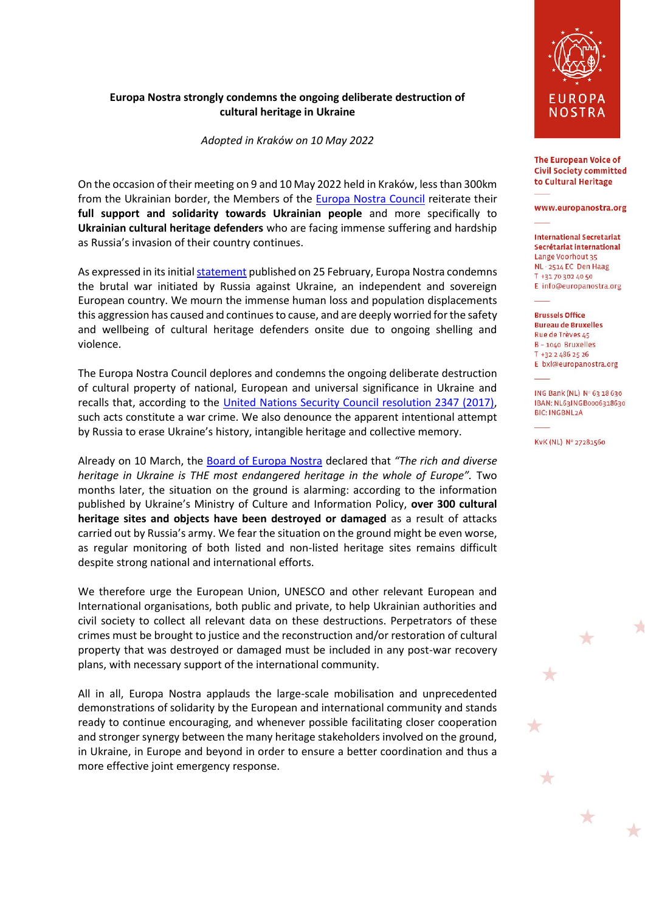EUROPA NOSTRA

The European Voice of Civil Society committed to Cultural Heritage

www.europanostra.org

International Secretariat
Secrétariat international
Lange Voorhout 35
NL - 2514 EC Den Haag
T +31 70 302 40 50
E info@europanostra.org

Brussels Office
Bureau de Bruxelles
Rue de Trèves 45
B – 1040 Bruxelles
T +32 2 486 25 26
E bxl@europanostra.org

ING Bank (NL) N° 63 18 630
IBAN: NL63INGB0006318630
BIC: INGBNL2A

KvK (NL) N° 27281560

# Europa Nostra strongly condemns the ongoing deliberate destruction of cultural heritage in Ukraine

*Adopted in Kraków on 10 May 2022*

On the occasion of their meeting on 9 and 10 May 2022 held in Kraków, less than 300km from the Ukrainian border, the Members of the Europa Nostra Council reiterate their **full support and solidarity towards Ukrainian people** and more specifically to **Ukrainian cultural heritage defenders** who are facing immense suffering and hardship as Russia's invasion of their country continues.

As expressed in its initial statement published on 25 February, Europa Nostra condemns the brutal war initiated by Russia against Ukraine, an independent and sovereign European country. We mourn the immense human loss and population displacements this aggression has caused and continues to cause, and are deeply worried for the safety and wellbeing of cultural heritage defenders onsite due to ongoing shelling and violence.

The Europa Nostra Council deplores and condemns the ongoing deliberate destruction of cultural property of national, European and universal significance in Ukraine and recalls that, according to the United Nations Security Council resolution 2347 (2017), such acts constitute a war crime. We also denounce the apparent intentional attempt by Russia to erase Ukraine's history, intangible heritage and collective memory.

Already on 10 March, the Board of Europa Nostra declared that *"The rich and diverse heritage in Ukraine is THE most endangered heritage in the whole of Europe".* Two months later, the situation on the ground is alarming: according to the information published by Ukraine's Ministry of Culture and Information Policy, **over 300 cultural heritage sites and objects have been destroyed or damaged** as a result of attacks carried out by Russia's army. We fear the situation on the ground might be even worse, as regular monitoring of both listed and non-listed heritage sites remains difficult despite strong national and international efforts.

We therefore urge the European Union, UNESCO and other relevant European and International organisations, both public and private, to help Ukrainian authorities and civil society to collect all relevant data on these destructions. Perpetrators of these crimes must be brought to justice and the reconstruction and/or restoration of cultural property that was destroyed or damaged must be included in any post-war recovery plans, with necessary support of the international community.

All in all, Europa Nostra applauds the large-scale mobilisation and unprecedented demonstrations of solidarity by the European and international community and stands ready to continue encouraging, and whenever possible facilitating closer cooperation and stronger synergy between the many heritage stakeholders involved on the ground, in Ukraine, in Europe and beyond in order to ensure a better coordination and thus a more effective joint emergency response.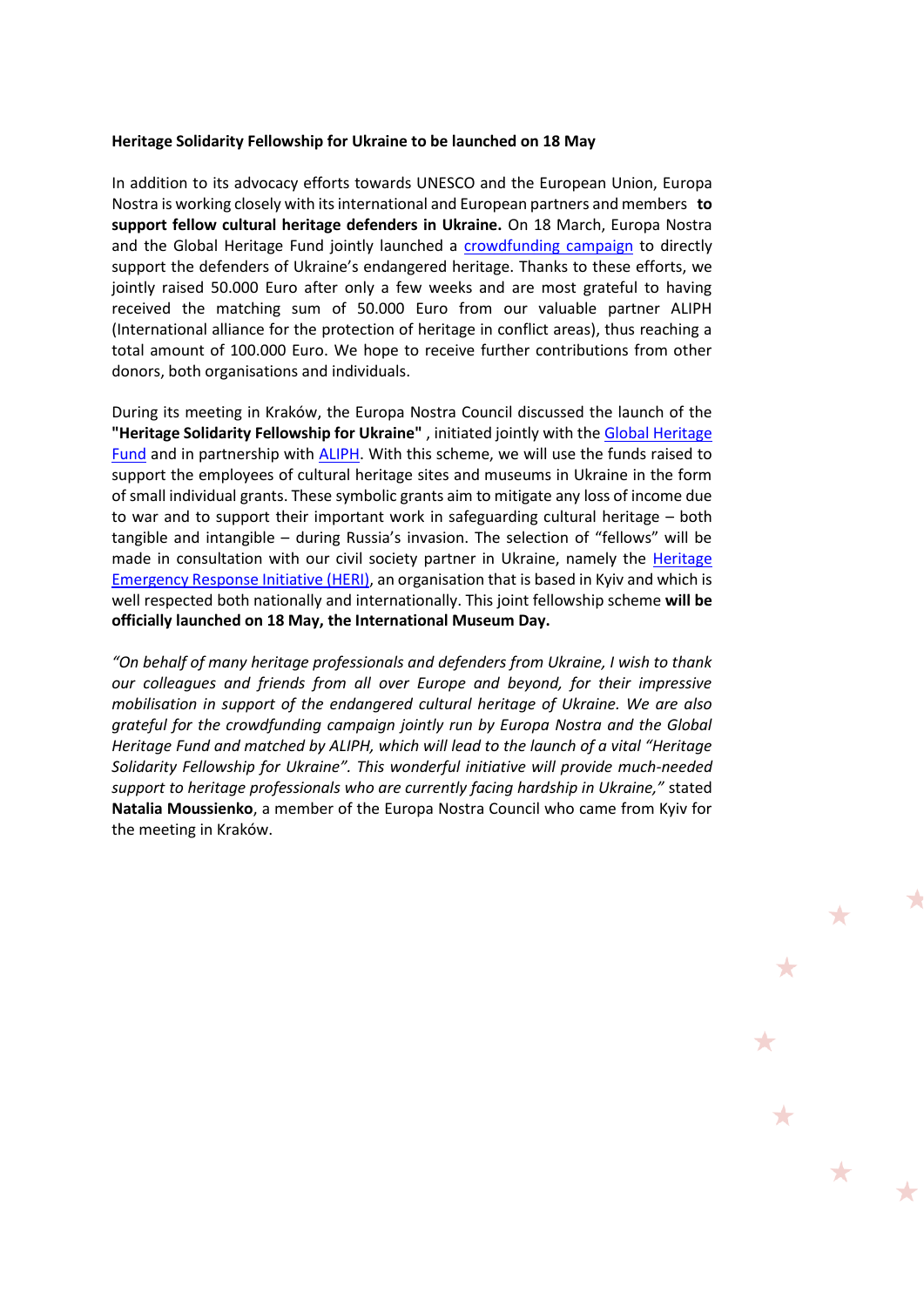**Heritage Solidarity Fellowship for Ukraine to be launched on 18 May**

In addition to its advocacy efforts towards UNESCO and the European Union, Europa Nostra is working closely with its international and European partners and members **to support fellow cultural heritage defenders in Ukraine.** On 18 March, Europa Nostra and the Global Heritage Fund jointly launched a crowdfunding campaign to directly support the defenders of Ukraine's endangered heritage. Thanks to these efforts, we jointly raised 50.000 Euro after only a few weeks and are most grateful to having received the matching sum of 50.000 Euro from our valuable partner ALIPH (International alliance for the protection of heritage in conflict areas), thus reaching a total amount of 100.000 Euro. We hope to receive further contributions from other donors, both organisations and individuals.

During its meeting in Kraków, the Europa Nostra Council discussed the launch of the **"Heritage Solidarity Fellowship for Ukraine"** , initiated jointly with the Global Heritage Fund and in partnership with ALIPH. With this scheme, we will use the funds raised to support the employees of cultural heritage sites and museums in Ukraine in the form of small individual grants. These symbolic grants aim to mitigate any loss of income due to war and to support their important work in safeguarding cultural heritage – both tangible and intangible – during Russia's invasion. The selection of "fellows" will be made in consultation with our civil society partner in Ukraine, namely the Heritage Emergency Response Initiative (HERI), an organisation that is based in Kyiv and which is well respected both nationally and internationally. This joint fellowship scheme **will be officially launched on 18 May, the International Museum Day.**

*"On behalf of many heritage professionals and defenders from Ukraine, I wish to thank our colleagues and friends from all over Europe and beyond, for their impressive mobilisation in support of the endangered cultural heritage of Ukraine. We are also grateful for the crowdfunding campaign jointly run by Europa Nostra and the Global Heritage Fund and matched by ALIPH, which will lead to the launch of a vital "Heritage Solidarity Fellowship for Ukraine". This wonderful initiative will provide much-needed support to heritage professionals who are currently facing hardship in Ukraine,"* stated **Natalia Moussienko**, a member of the Europa Nostra Council who came from Kyiv for the meeting in Kraków.